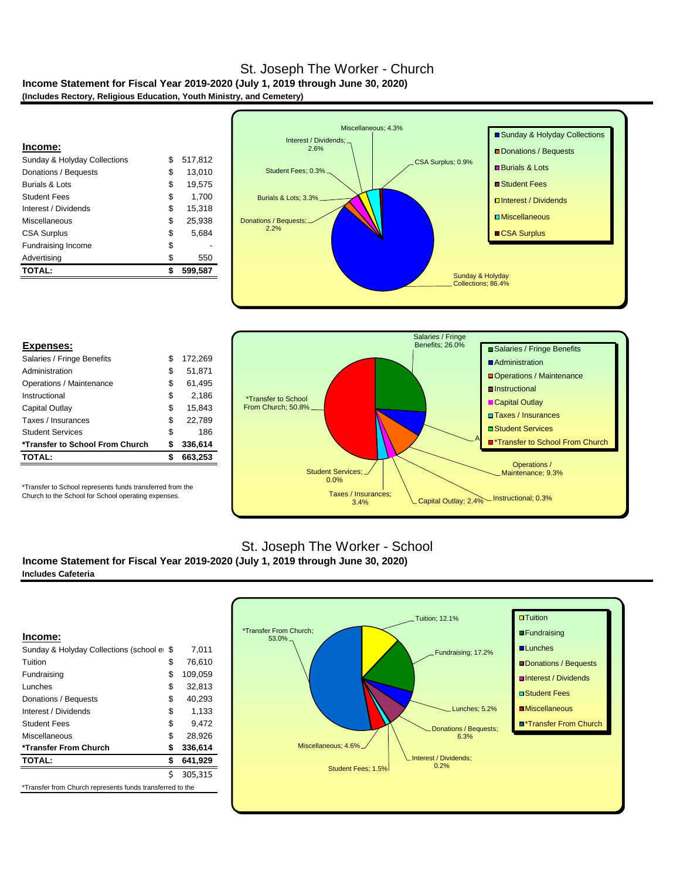# St. Joseph The Worker - Church

**Income Statement for Fiscal Year 2019-2020 (July 1, 2019 through June 30, 2020)**

**(Includes Rectory, Religious Education, Youth Ministry, and Cemetery)**

## Income:

| Income | | Amount |
|---|---|---|
| Sunday & Holyday Collections | $ | 517,812 |
| Donations / Bequests | $ | 13,010 |
| Burials & Lots | $ | 19,575 |
| Student Fees | $ | 1,700 |
| Interest / Dividends | $ | 15,318 |
| Miscellaneous | $ | 25,938 |
| CSA Surplus | $ | 5,684 |
| Fundraising Income | $ | - |
| Advertising | $ | 550 |
| **TOTAL:** | **$** | **599,587** |

Sunday & Holyday Collections; 86.4%
Donations / Bequests; 2.2%
Burials & Lots; 3.3%
Student Fees; 0.3%
Interest / Dividends; 2.6%
Miscellaneous; 4.3%
CSA Surplus; 0.9%

## Expenses:

| Expenses | | Amount |
|---|---|---|
| Salaries / Fringe Benefits | $ | 172,269 |
| Administration | $ | 51,871 |
| Operations / Maintenance | $ | 61,495 |
| Instructional | $ | 2,186 |
| Capital Outlay | $ | 15,843 |
| Taxes / Insurances | $ | 22,789 |
| Student Services | $ | 186 |
| ***Transfer to School From Church** | **$** | **336,614** |
| **TOTAL:** | **$** | **663,253** |

*Transfer to School represents funds transferred from the Church to the School for School operating expenses.

Salaries / Fringe Benefits; 26.0%
*Transfer to School From Church; 50.8%
Operations / Maintenance; 9.3%
Instructional; 0.3%
Capital Outlay; 2.4%
Taxes / Insurances; 3.4%
Student Services; 0.0%

# St. Joseph The Worker - School

**Income Statement for Fiscal Year 2019-2020 (July 1, 2019 through June 30, 2020)**

**Includes Cafeteria**

## Income:

| Income | | Amount |
|---|---|---|
| Sunday & Holyday Collections (school e | $ | 7,011 |
| Tuition | $ | 76,610 |
| Fundraising | $ | 109,059 |
| Lunches | $ | 32,813 |
| Donations / Bequests | $ | 40,293 |
| Interest / Dividends | $ | 1,133 |
| Student Fees | $ | 9,472 |
| Miscellaneous | $ | 28,926 |
| ***Transfer From Church** | **$** | **336,614** |
| **TOTAL:** | **$** | **641,929** |
| | $ | 305,315 |

*Transfer from Church represents funds transferred to the

Tuition; 12.1%
Fundraising; 17.2%
Lunches; 5.2%
Donations / Bequests; 6.3%
Interest / Dividends; 0.2%
Student Fees; 1.5%
Miscellaneous; 4.6%
*Transfer From Church; 53.0%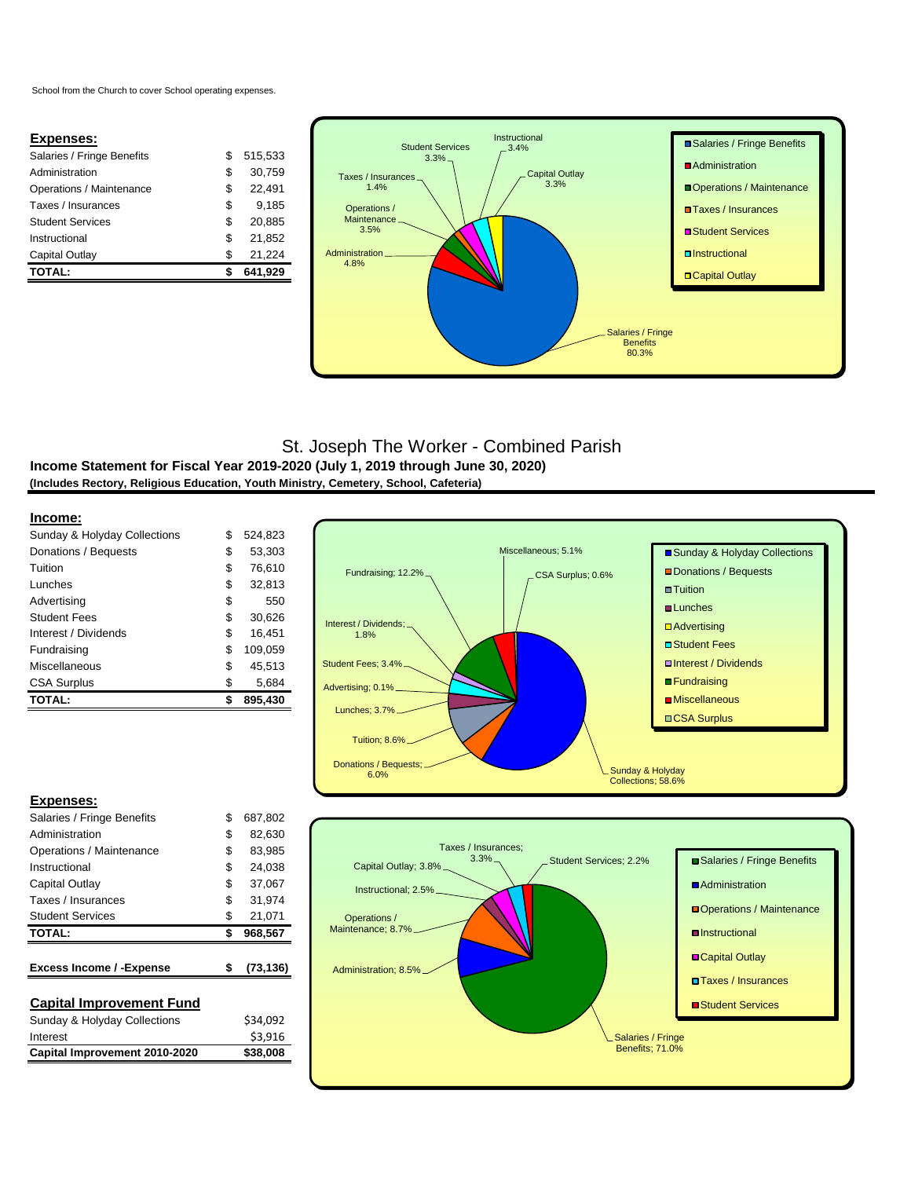School from the Church to cover School operating expenses.

**Expenses:**

| | | |
|---|---|---|
| Salaries / Fringe Benefits | $ | 515,533 |
| Administration | $ | 30,759 |
| Operations / Maintenance | $ | 22,491 |
| Taxes / Insurances | $ | 9,185 |
| Student Services | $ | 20,885 |
| Instructional | $ | 21,852 |
| Capital Outlay | $ | 21,224 |
| **TOTAL:** | **$** | **641,929** |

# St. Joseph The Worker - Combined Parish

**Income Statement for Fiscal Year 2019-2020 (July 1, 2019 through June 30, 2020)**

**(Includes Rectory, Religious Education, Youth Ministry, Cemetery, School, Cafeteria)**

**Income:**

| | | |
|---|---|---|
| Sunday & Holyday Collections | $ | 524,823 |
| Donations / Bequests | $ | 53,303 |
| Tuition | $ | 76,610 |
| Lunches | $ | 32,813 |
| Advertising | $ | 550 |
| Student Fees | $ | 30,626 |
| Interest / Dividends | $ | 16,451 |
| Fundraising | $ | 109,059 |
| Miscellaneous | $ | 45,513 |
| CSA Surplus | $ | 5,684 |
| **TOTAL:** | **$** | **895,430** |

**Expenses:**

| | | |
|---|---|---|
| Salaries / Fringe Benefits | $ | 687,802 |
| Administration | $ | 82,630 |
| Operations / Maintenance | $ | 83,985 |
| Instructional | $ | 24,038 |
| Capital Outlay | $ | 37,067 |
| Taxes / Insurances | $ | 31,974 |
| Student Services | $ | 21,071 |
| **TOTAL:** | **$** | **968,567** |
| | | |
| **Excess Income / -Expense** | **$** | **(73,136)** |

**Capital Improvement Fund**

| | |
|---|---|
| Sunday & Holyday Collections | $34,092 |
| Interest | $3,916 |
| **Capital Improvement 2010-2020** | **$38,008** |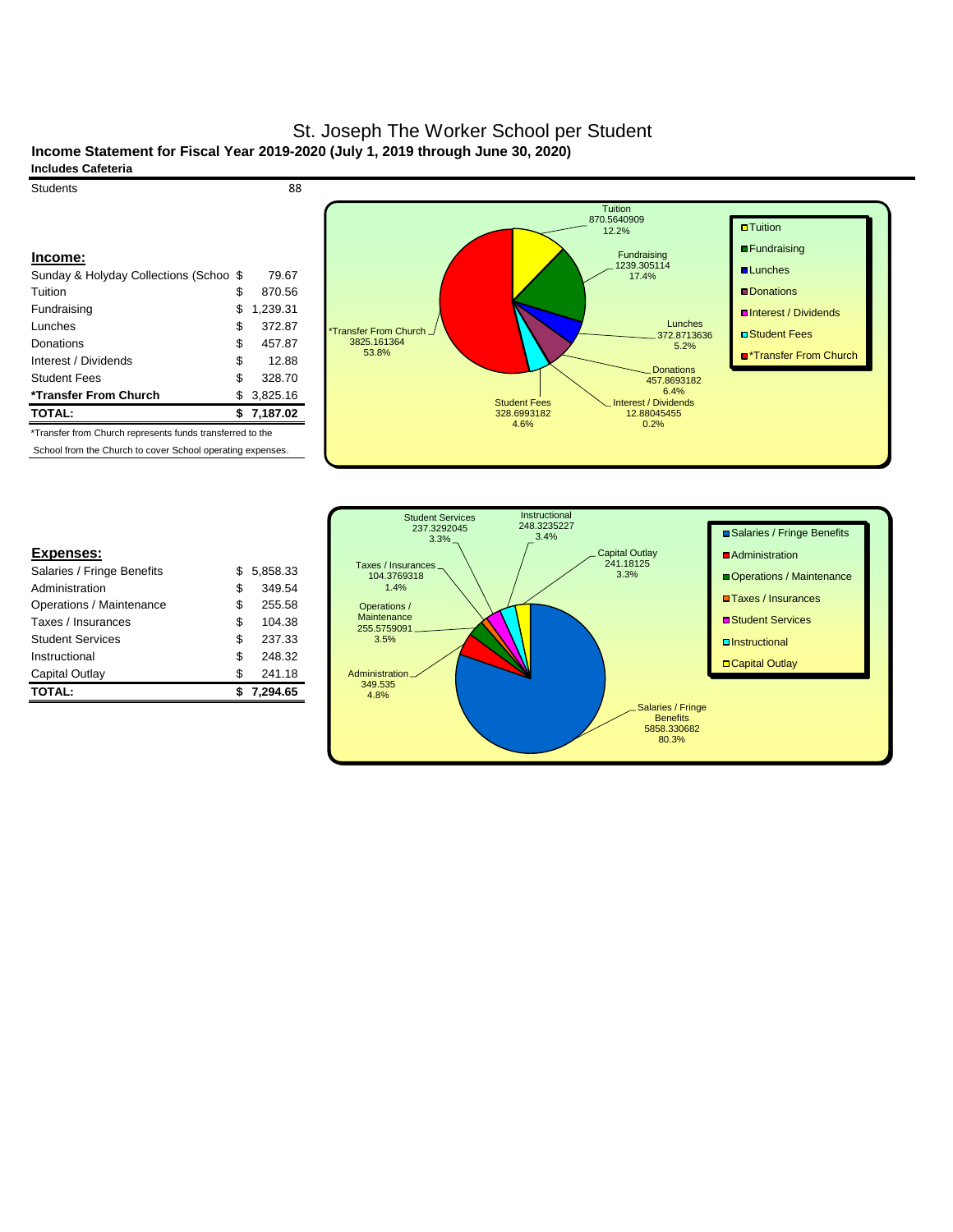# St. Joseph The Worker School per Student

**Income Statement for Fiscal Year 2019-2020 (July 1, 2019 through June 30, 2020)**

**Includes Cafeteria**

Students 88

## Income:

| | | |
|---|---|---|
| Sunday & Holyday Collections (Schoo | $ | 79.67 |
| Tuition | $ | 870.56 |
| Fundraising | $ | 1,239.31 |
| Lunches | $ | 372.87 |
| Donations | $ | 457.87 |
| Interest / Dividends | $ | 12.88 |
| Student Fees | $ | 328.70 |
| **\*Transfer From Church** | $ | 3,825.16 |
| **TOTAL:** | **$** | **7,187.02** |

*Transfer from Church represents funds transferred to the School from the Church to cover School operating expenses.

Tuition
870.5640909
12.2%

Fundraising
1239.305114
17.4%

Lunches
372.8713636
5.2%

Donations
457.8693182
6.4%

Interest / Dividends
12.88045455
0.2%

Student Fees
328.6993182
4.6%

*Transfer From Church
3825.161364
53.8%

Tuition
Fundraising
Lunches
Donations
Interest / Dividends
Student Fees
*Transfer From Church

## Expenses:

| | | |
|---|---|---|
| Salaries / Fringe Benefits | $ | 5,858.33 |
| Administration | $ | 349.54 |
| Operations / Maintenance | $ | 255.58 |
| Taxes / Insurances | $ | 104.38 |
| Student Services | $ | 237.33 |
| Instructional | $ | 248.32 |
| Capital Outlay | $ | 241.18 |
| **TOTAL:** | **$** | **7,294.65** |

Student Services
237.3292045
3.3%

Instructional
248.3235227
3.4%

Capital Outlay
241.18125
3.3%

Taxes / Insurances
104.3769318
1.4%

Operations / Maintenance
255.5759091
3.5%

Administration
349.535
4.8%

Salaries / Fringe Benefits
5858.330682
80.3%

Salaries / Fringe Benefits
Administration
Operations / Maintenance
Taxes / Insurances
Student Services
Instructional
Capital Outlay